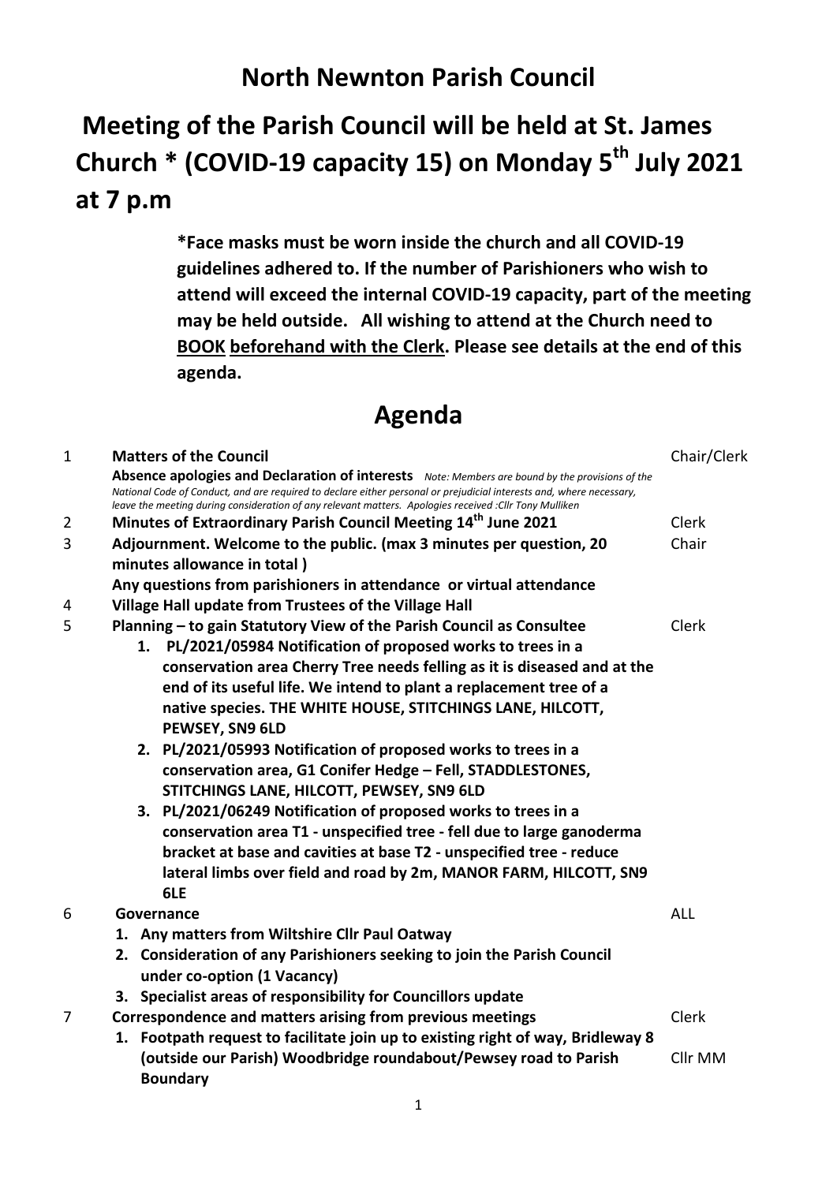# North Newnton Parish Council

## Meeting of the Parish Council will be held at St. James Church * (COVID-19 capacity 15) on Monday 5th July 2021 at 7 p.m

**\*Face masks must be worn inside the church and all COVID-19 guidelines adhered to. If the number of Parishioners who wish to attend will exceed the internal COVID-19 capacity, part of the meeting may be held outside. All wishing to attend at the Church need to BOOK beforehand with the Clerk. Please see details at the end of this agenda.**

# Agenda

| | | |
|---|---|---|
| 1 | **Matters of the Council**<br>**Absence apologies and Declaration of interests** *Note: Members are bound by the provisions of the National Code of Conduct, and are required to declare either personal or prejudicial interests and, where necessary, leave the meeting during consideration of any relevant matters. Apologies received :Cllr Tony Mulliken* | Chair/Clerk |
| 2 | **Minutes of Extraordinary Parish Council Meeting 14th June 2021** | Clerk |
| 3 | **Adjournment. Welcome to the public. (max 3 minutes per question, 20 minutes allowance in total )**<br>**Any questions from parishioners in attendance or virtual attendance** | Chair |
| 4 | **Village Hall update from Trustees of the Village Hall** | |
| 5 | **Planning – to gain Statutory View of the Parish Council as Consultee**<br>1. **PL/2021/05984 Notification of proposed works to trees in a conservation area Cherry Tree needs felling as it is diseased and at the end of its useful life. We intend to plant a replacement tree of a native species. THE WHITE HOUSE, STITCHINGS LANE, HILCOTT, PEWSEY, SN9 6LD**<br>2. **PL/2021/05993 Notification of proposed works to trees in a conservation area, G1 Conifer Hedge – Fell, STADDLESTONES, STITCHINGS LANE, HILCOTT, PEWSEY, SN9 6LD**<br>3. **PL/2021/06249 Notification of proposed works to trees in a conservation area T1 - unspecified tree - fell due to large ganoderma bracket at base and cavities at base T2 - unspecified tree - reduce lateral limbs over field and road by 2m, MANOR FARM, HILCOTT, SN9 6LE** | Clerk |
| 6 | **Governance**<br>1. **Any matters from Wiltshire Cllr Paul Oatway**<br>2. **Consideration of any Parishioners seeking to join the Parish Council under co-option (1 Vacancy)**<br>3. **Specialist areas of responsibility for Councillors update** | ALL |
| 7 | **Correspondence and matters arising from previous meetings**<br>1. **Footpath request to facilitate join up to existing right of way, Bridleway 8 (outside our Parish) Woodbridge roundabout/Pewsey road to Parish Boundary** | Clerk<br><br>Cllr MM |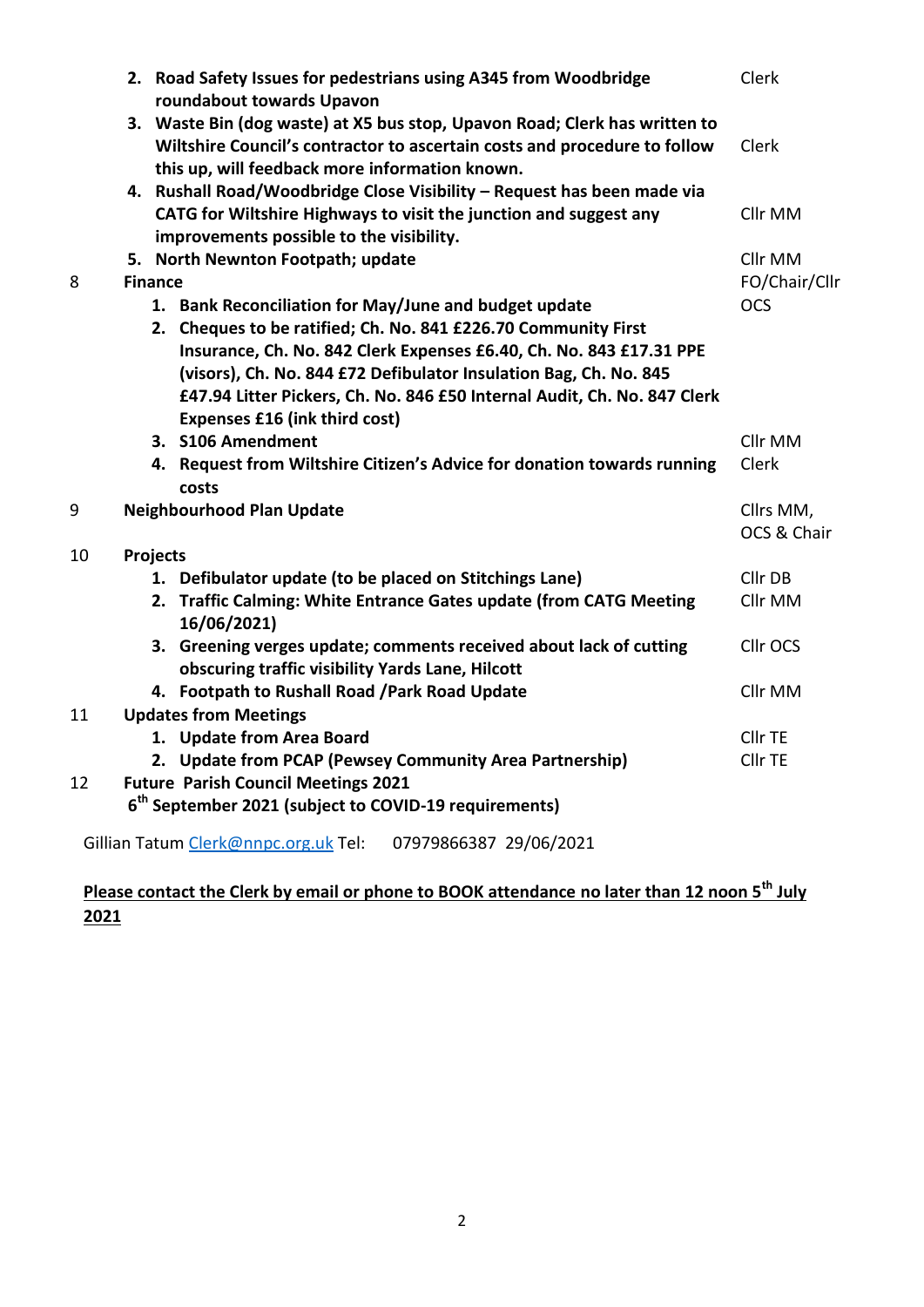| | | |
|---|---|---|
| | **2. Road Safety Issues for pedestrians using A345 from Woodbridge roundabout towards Upavon** | Clerk |
| | **3. Waste Bin (dog waste) at X5 bus stop, Upavon Road; Clerk has written to Wiltshire Council's contractor to ascertain costs and procedure to follow this up, will feedback more information known.** | Clerk |
| | **4. Rushall Road/Woodbridge Close Visibility – Request has been made via CATG for Wiltshire Highways to visit the junction and suggest any improvements possible to the visibility.** | Cllr MM |
| | **5. North Newnton Footpath; update** | Cllr MM |
| 8 | **Finance** | FO/Chair/Cllr OCS |
| | **1. Bank Reconciliation for May/June and budget update** | |
| | **2. Cheques to be ratified; Ch. No. 841 £226.70 Community First Insurance, Ch. No. 842 Clerk Expenses £6.40, Ch. No. 843 £17.31 PPE (visors), Ch. No. 844 £72 Defibulator Insulation Bag, Ch. No. 845 £47.94 Litter Pickers, Ch. No. 846 £50 Internal Audit, Ch. No. 847 Clerk Expenses £16 (ink third cost)** | |
| | **3. S106 Amendment** | Cllr MM |
| | **4. Request from Wiltshire Citizen's Advice for donation towards running costs** | Clerk |
| 9 | **Neighbourhood Plan Update** | Cllrs MM, OCS & Chair |
| 10 | **Projects** | |
| | **1. Defibulator update (to be placed on Stitchings Lane)** | Cllr DB |
| | **2. Traffic Calming: White Entrance Gates update (from CATG Meeting 16/06/2021)** | Cllr MM |
| | **3. Greening verges update; comments received about lack of cutting obscuring traffic visibility Yards Lane, Hilcott** | Cllr OCS |
| | **4. Footpath to Rushall Road /Park Road Update** | Cllr MM |
| 11 | **Updates from Meetings** | |
| | **1. Update from Area Board** | Cllr TE |
| | **2. Update from PCAP (Pewsey Community Area Partnership)** | Cllr TE |
| 12 | **Future Parish Council Meetings 2021** | |
| | **6th September 2021 (subject to COVID-19 requirements)** | |

Gillian Tatum Clerk@nnpc.org.uk Tel: 07979866387 29/06/2021

**Please contact the Clerk by email or phone to BOOK attendance no later than 12 noon 5th July 2021**